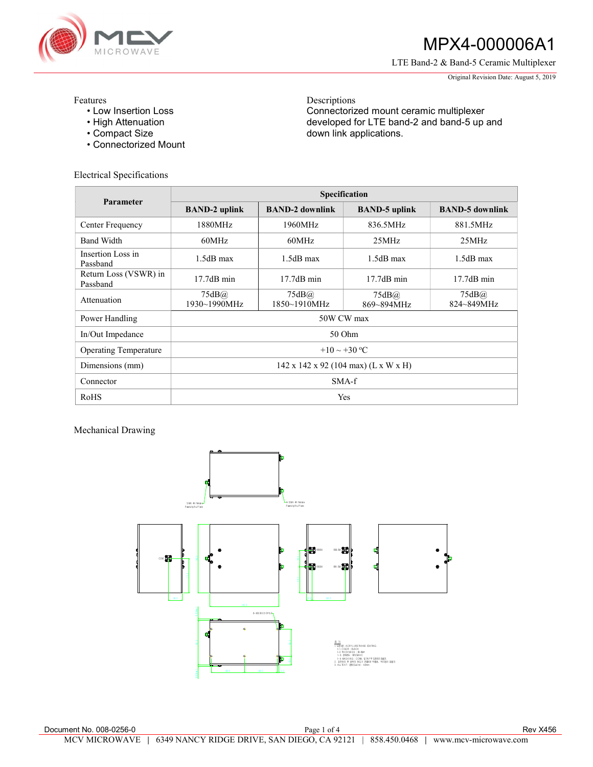# MPX4-000006A1

LTE Band-2 & Band-5 Ceramic Multiplexer

Original Revision Date: August 5, 2019

Features
- Low Insertion Loss
- High Attenuation
- Compact Size
- Connectorized Mount

Descriptions
Connectorized mount ceramic multiplexer developed for LTE band-2 and band-5 up and down link applications.

## Electrical Specifications

| Parameter | Specification | | | |
|---|---|---|---|---|
| | BAND-2 uplink | BAND-2 downlink | BAND-5 uplink | BAND-5 downlink |
| Center Frequency | 1880MHz | 1960MHz | 836.5MHz | 881.5MHz |
| Band Width | 60MHz | 60MHz | 25MHz | 25MHz |
| Insertion Loss in Passband | 1.5dB max | 1.5dB max | 1.5dB max | 1.5dB max |
| Return Loss (VSWR) in Passband | 17.7dB min | 17.7dB min | 17.7dB min | 17.7dB min |
| Attenuation | 75dB@ 1930~1990MHz | 75dB@ 1850~1910MHz | 75dB@ 869~894MHz | 75dB@ 824~849MHz |
| Power Handling | 50W CW max | | | |
| In/Out Impedance | 50 Ohm | | | |
| Operating Temperature | +10 ~ +30 ºC | | | |
| Dimensions (mm) | 142 x 142 x 92 (104 max) (L x W x H) | | | |
| Connector | SMA-f | | | |
| RoHS | Yes | | | |

## Mechanical Drawing

Document No. 008-0256-0

Rev X456

MCV MICROWAVE | 6349 NANCY RIDGE DRIVE, SAN DIEGO, CA 92121 | 858.450.0468 | www.mcv-microwave.com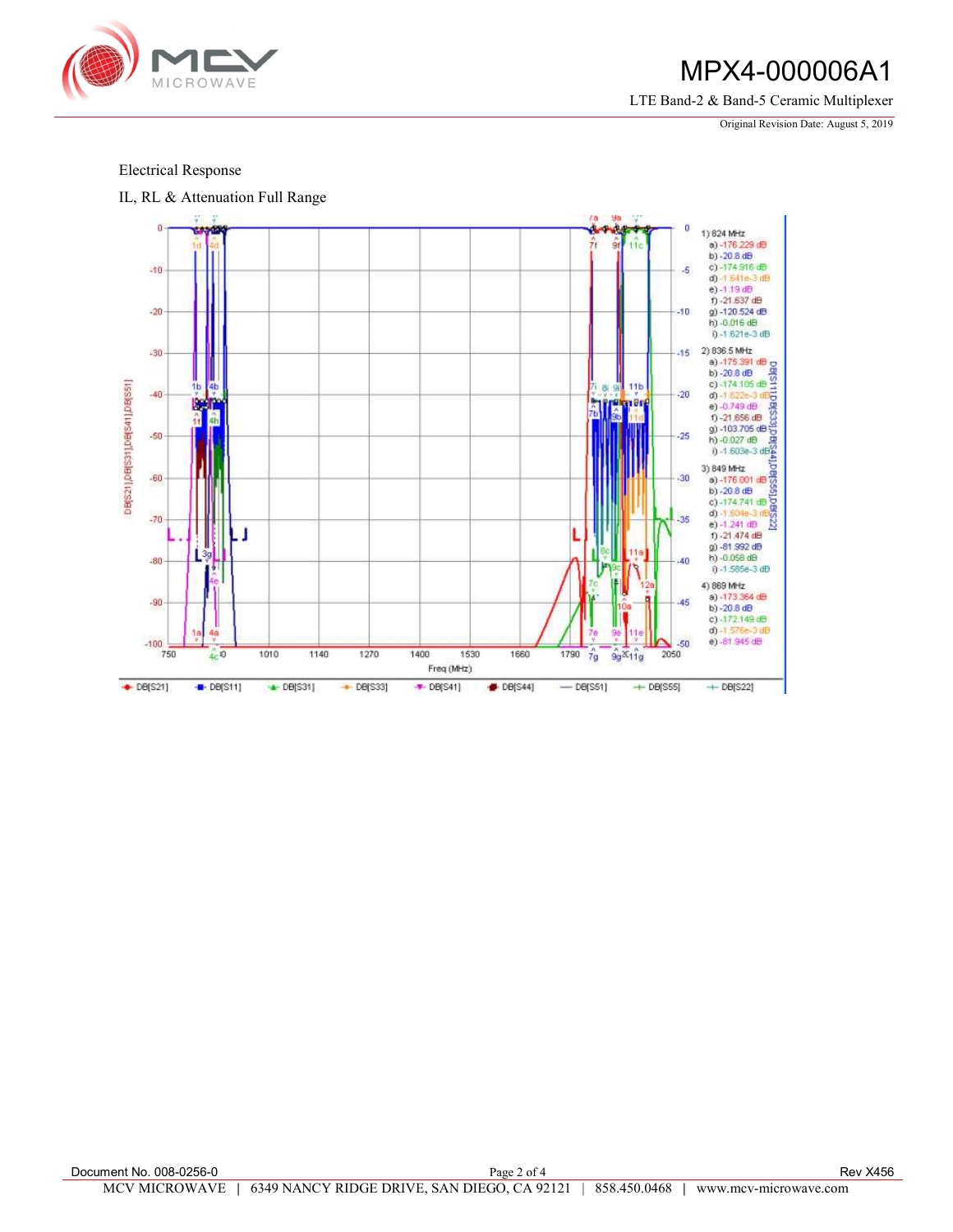Electrical Response

IL, RL & Attenuation Full Range

1) 824 MHz
- a) -176.229 dB
- b) -20.8 dB
- c) -174.916 dB
- d) -1.641e-3 dB
- e) -1.19 dB
- f) -21.637 dB
- g) -120.524 dB
- h) -0.016 dB
- i) -1.621e-3 dB

2) 836.5 MHz
- a) -175.391 dB
- b) -20.8 dB
- c) -174.105 dB
- d) -1.622e-3 dB
- e) -0.749 dB
- f) -21.656 dB
- g) -103.705 dB
- h) -0.027 dB
- i) -1.603e-3 dB

3) 849 MHz
- a) -176.001 dB
- b) -20.8 dB
- c) -174.741 dB
- d) -1.604e-3 dB
- e) -1.241 dB
- f) -21.474 dB
- g) -81.992 dB
- h) -0.058 dB
- i) -1.585e-3 dB

4) 869 MHz
- a) -173.364 dB
- b) -20.8 dB
- c) -172.149 dB
- d) -1.576e-3 dB
- e) -81.945 dB

Freq (MHz)

DB[S21] DB[S11] DB[S31] DB[S33] DB[S41] DB[S44] DB[S51] DB[S55] DB[S22]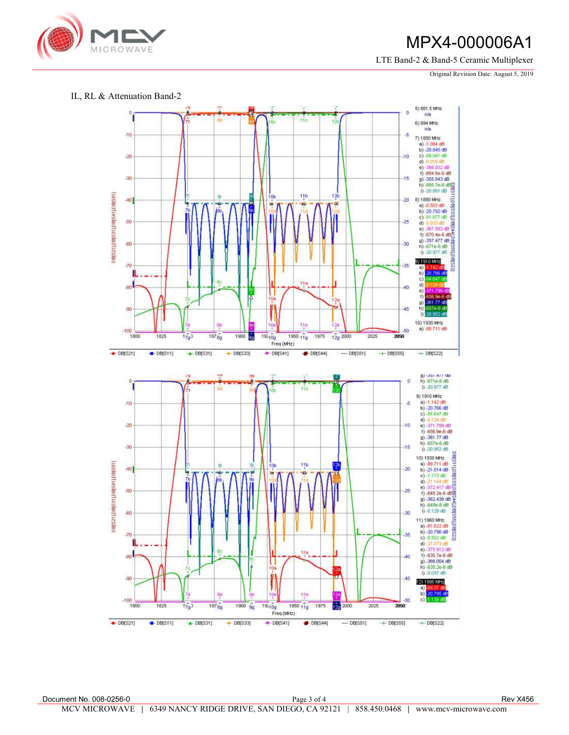# MPX4-000006A1

LTE Band-2 & Band-5 Ceramic Multiplexer

Original Revision Date: August 5, 2019

IL, RL & Attenuation Band-2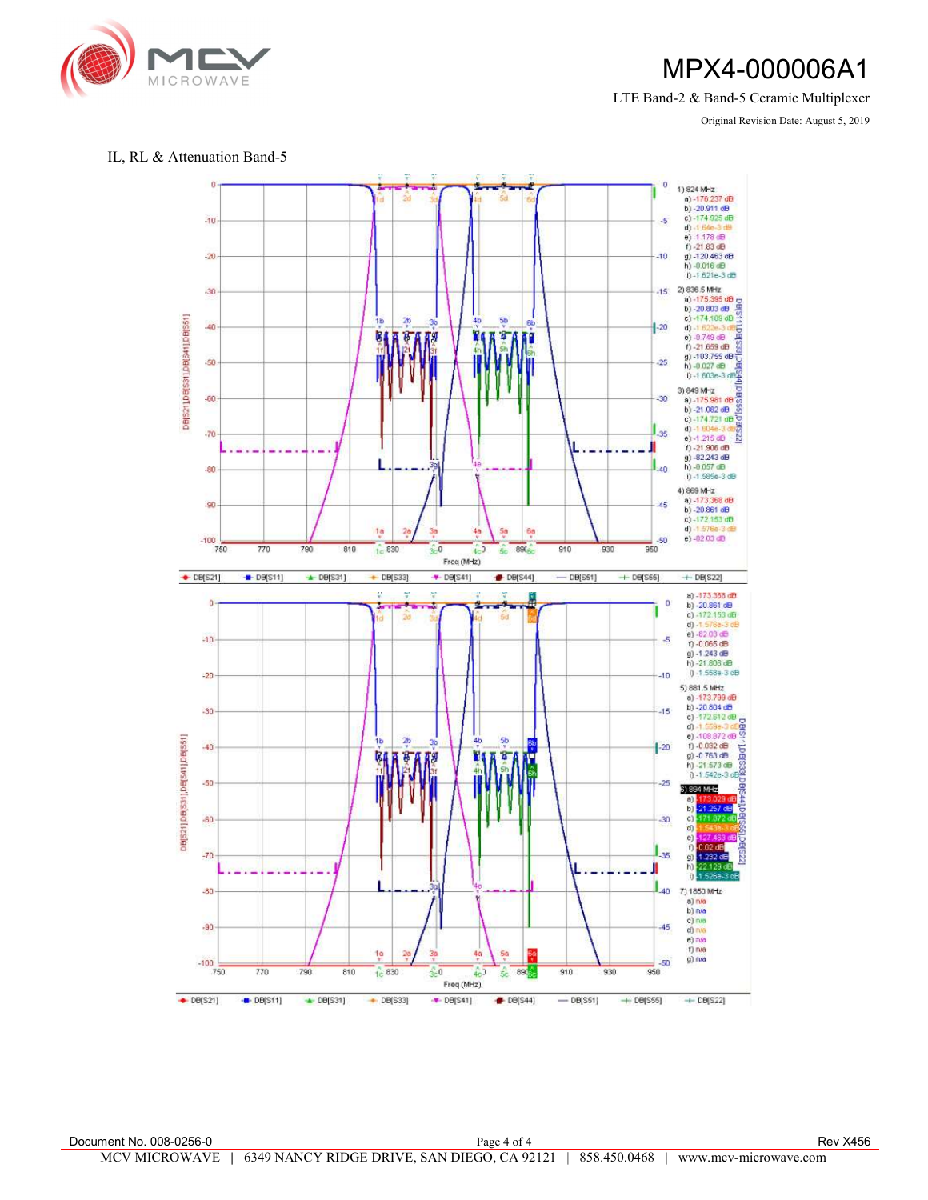# MPX4-000006A1

LTE Band-2 & Band-5 Ceramic Multiplexer

Original Revision Date: August 5, 2019

IL, RL & Attenuation Band-5

1) 824 MHz
a) -176.237 dB
b) -20.911 dB
c) -174.925 dB
d) -1.64e-3 dB
e) -1.178 dB
f) -21.83 dB
g) -120.463 dB
h) -0.016 dB
i) -1.621e-3 dB

2) 836.5 MHz
a) -175.395 dB
b) -20.803 dB
c) -174.109 dB
d) -1.622e-3 dB
e) -0.749 dB
f) -21.659 dB
g) -103.755 dB
h) -0.027 dB
i) -1.603e-3 dB

3) 849 MHz
a) -175.981 dB
b) -21.082 dB
c) -174.721 dB
d) -1.604e-3 dB
e) -1.215 dB
f) -21.906 dB
g) -82.243 dB
h) -0.057 dB
i) -1.585e-3 dB

4) 869 MHz
a) -173.368 dB
b) -20.861 dB
c) -172.153 dB
d) -1.576e-3 dB
e) -82.03 dB

Freq (MHz)

DB[S21] DB[S11] DB[S31] DB[S33] DB[S41] DB[S44] DB[S51] DB[S55] DB[S22]

a) -173.368 dB
b) -20.861 dB
c) -172.153 dB
d) -1.576e-3 dB
e) -82.03 dB
f) -0.065 dB
g) -1.243 dB
h) -21.806 dB
i) -1.558e-3 dB

5) 881.5 MHz
a) -173.799 dB
b) -20.804 dB
c) -172.612 dB
d) -1.559e-3 dB
e) -108.872 dB
f) -0.032 dB
g) -0.763 dB
h) -21.573 dB
i) -1.542e-3 dB

6) 894 MHz
a) -173.029 dB
b) -21.257 dB
c) -171.872 dB
d) -1.543e-3 dB
e) -127.463 dB
f) -0.02 dB
g) -1.232 dB
h) -22.129 dB
i) -1.526e-3 dB

7) 1850 MHz
a) n/a
b) n/a
c) n/a
d) n/a
e) n/a
f) n/a
g) n/a

Freq (MHz)

DB[S21] DB[S11] DB[S31] DB[S33] DB[S41] DB[S44] DB[S51] DB[S55] DB[S22]

Document No. 008-0256-0 Rev X456

MCV MICROWAVE | 6349 NANCY RIDGE DRIVE, SAN DIEGO, CA 92121 | 858.450.0468 | www.mcv-microwave.com